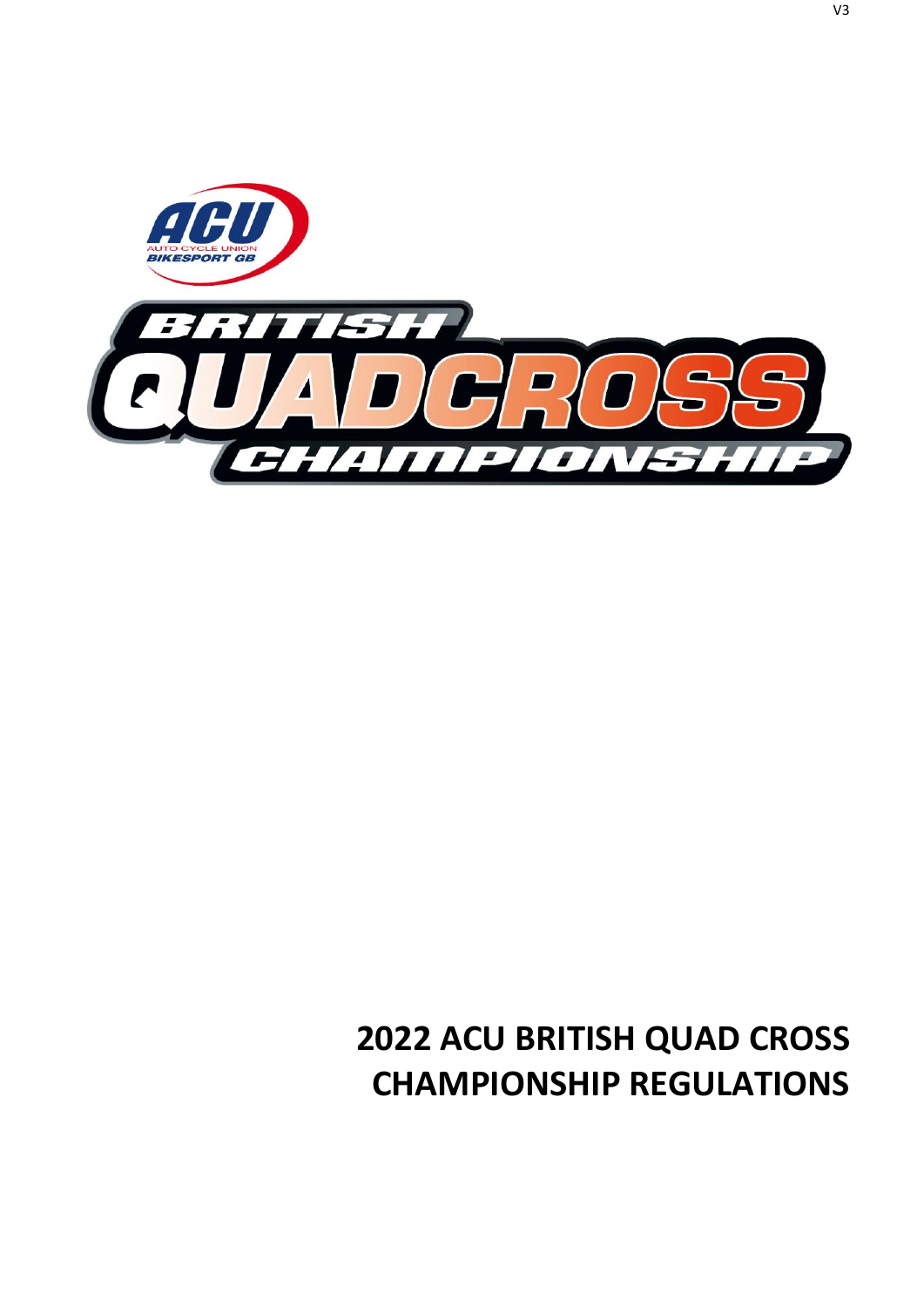V3

# 2022 ACU BRITISH QUAD CROSS CHAMPIONSHIP REGULATIONS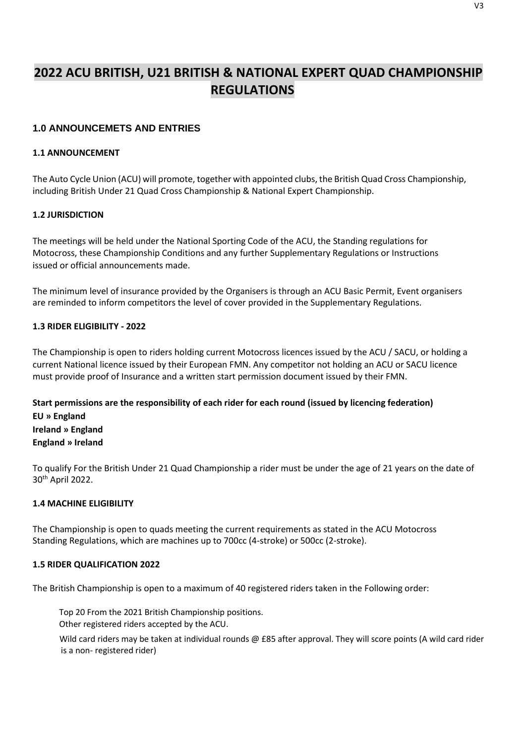# 2022 ACU BRITISH, U21 BRITISH & NATIONAL EXPERT QUAD CHAMPIONSHIP REGULATIONS

## 1.0 ANNOUNCEMETS AND ENTRIES

### 1.1 ANNOUNCEMENT

The Auto Cycle Union (ACU) will promote, together with appointed clubs, the British Quad Cross Championship, including British Under 21 Quad Cross Championship & National Expert Championship.

### 1.2 JURISDICTION

The meetings will be held under the National Sporting Code of the ACU, the Standing regulations for Motocross, these Championship Conditions and any further Supplementary Regulations or Instructions issued or official announcements made.

The minimum level of insurance provided by the Organisers is through an ACU Basic Permit, Event organisers are reminded to inform competitors the level of cover provided in the Supplementary Regulations.

### 1.3 RIDER ELIGIBILITY - 2022

The Championship is open to riders holding current Motocross licences issued by the ACU / SACU, or holding a current National licence issued by their European FMN. Any competitor not holding an ACU or SACU licence must provide proof of Insurance and a written start permission document issued by their FMN.

**Start permissions are the responsibility of each rider for each round (issued by licencing federation)**
**EU » England**
**Ireland » England**
**England » Ireland**

To qualify For the British Under 21 Quad Championship a rider must be under the age of 21 years on the date of 30th April 2022.

### 1.4 MACHINE ELIGIBILITY

The Championship is open to quads meeting the current requirements as stated in the ACU Motocross Standing Regulations, which are machines up to 700cc (4-stroke) or 500cc (2-stroke).

### 1.5 RIDER QUALIFICATION 2022

The British Championship is open to a maximum of 40 registered riders taken in the Following order:

Top 20 From the 2021 British Championship positions.
Other registered riders accepted by the ACU.
Wild card riders may be taken at individual rounds @ £85 after approval. They will score points (A wild card rider is a non- registered rider)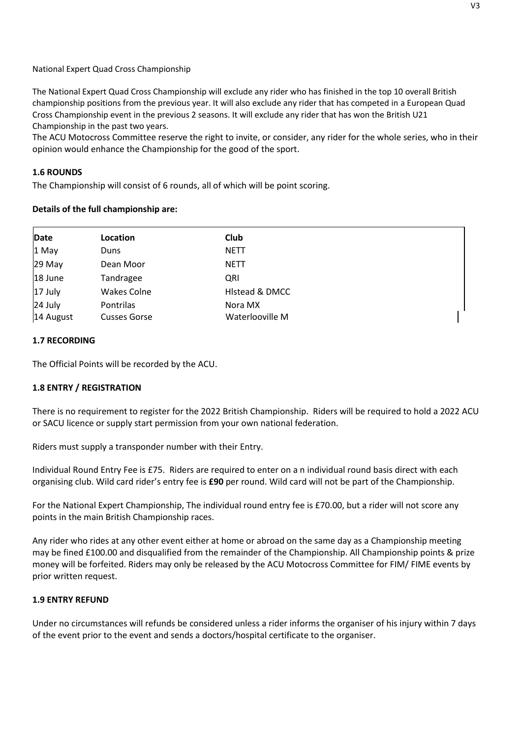National Expert Quad Cross Championship

The National Expert Quad Cross Championship will exclude any rider who has finished in the top 10 overall British championship positions from the previous year. It will also exclude any rider that has competed in a European Quad Cross Championship event in the previous 2 seasons. It will exclude any rider that has won the British U21 Championship in the past two years.
The ACU Motocross Committee reserve the right to invite, or consider, any rider for the whole series, who in their opinion would enhance the Championship for the good of the sport.

### 1.6 ROUNDS

The Championship will consist of 6 rounds, all of which will be point scoring.

**Details of the full championship are:**

| Date | Location | Club |
|---|---|---|
| 1 May | Duns | NETT |
| 29 May | Dean Moor | NETT |
| 18 June | Tandragee | QRI |
| 17 July | Wakes Colne | Hlstead & DMCC |
| 24 July | Pontrilas | Nora MX |
| 14 August | Cusses Gorse | Waterlooville M |

### 1.7 RECORDING

The Official Points will be recorded by the ACU.

### 1.8 ENTRY / REGISTRATION

There is no requirement to register for the 2022 British Championship. Riders will be required to hold a 2022 ACU or SACU licence or supply start permission from your own national federation.

Riders must supply a transponder number with their Entry.

Individual Round Entry Fee is £75. Riders are required to enter on a n individual round basis direct with each organising club. Wild card rider's entry fee is **£90** per round. Wild card will not be part of the Championship.

For the National Expert Championship, The individual round entry fee is £70.00, but a rider will not score any points in the main British Championship races.

Any rider who rides at any other event either at home or abroad on the same day as a Championship meeting may be fined £100.00 and disqualified from the remainder of the Championship. All Championship points & prize money will be forfeited. Riders may only be released by the ACU Motocross Committee for FIM/ FIME events by prior written request.

### 1.9 ENTRY REFUND

Under no circumstances will refunds be considered unless a rider informs the organiser of his injury within 7 days of the event prior to the event and sends a doctors/hospital certificate to the organiser.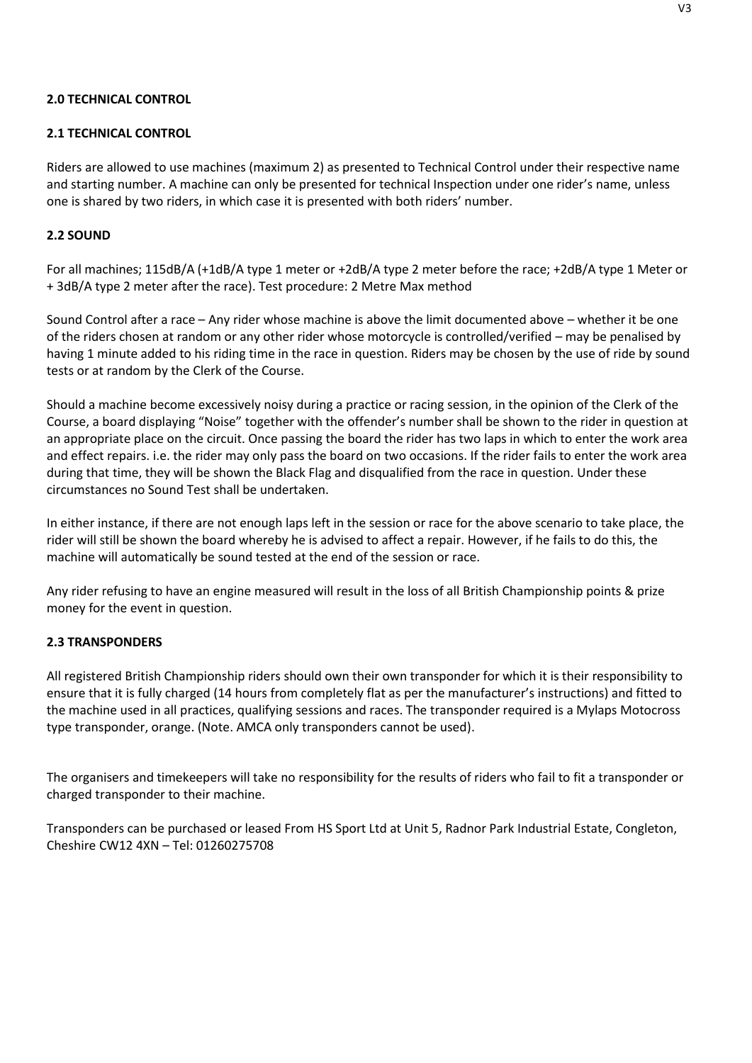## 2.0 TECHNICAL CONTROL

### 2.1 TECHNICAL CONTROL

Riders are allowed to use machines (maximum 2) as presented to Technical Control under their respective name and starting number. A machine can only be presented for technical Inspection under one rider's name, unless one is shared by two riders, in which case it is presented with both riders' number.

### 2.2 SOUND

For all machines; 115dB/A (+1dB/A type 1 meter or +2dB/A type 2 meter before the race; +2dB/A type 1 Meter or + 3dB/A type 2 meter after the race). Test procedure: 2 Metre Max method

Sound Control after a race – Any rider whose machine is above the limit documented above – whether it be one of the riders chosen at random or any other rider whose motorcycle is controlled/verified – may be penalised by having 1 minute added to his riding time in the race in question. Riders may be chosen by the use of ride by sound tests or at random by the Clerk of the Course.

Should a machine become excessively noisy during a practice or racing session, in the opinion of the Clerk of the Course, a board displaying "Noise" together with the offender's number shall be shown to the rider in question at an appropriate place on the circuit. Once passing the board the rider has two laps in which to enter the work area and effect repairs. i.e. the rider may only pass the board on two occasions. If the rider fails to enter the work area during that time, they will be shown the Black Flag and disqualified from the race in question. Under these circumstances no Sound Test shall be undertaken.

In either instance, if there are not enough laps left in the session or race for the above scenario to take place, the rider will still be shown the board whereby he is advised to affect a repair. However, if he fails to do this, the machine will automatically be sound tested at the end of the session or race.

Any rider refusing to have an engine measured will result in the loss of all British Championship points & prize money for the event in question.

### 2.3 TRANSPONDERS

All registered British Championship riders should own their own transponder for which it is their responsibility to ensure that it is fully charged (14 hours from completely flat as per the manufacturer's instructions) and fitted to the machine used in all practices, qualifying sessions and races. The transponder required is a Mylaps Motocross type transponder, orange. (Note. AMCA only transponders cannot be used).

The organisers and timekeepers will take no responsibility for the results of riders who fail to fit a transponder or charged transponder to their machine.

Transponders can be purchased or leased From HS Sport Ltd at Unit 5, Radnor Park Industrial Estate, Congleton, Cheshire CW12 4XN – Tel: 01260275708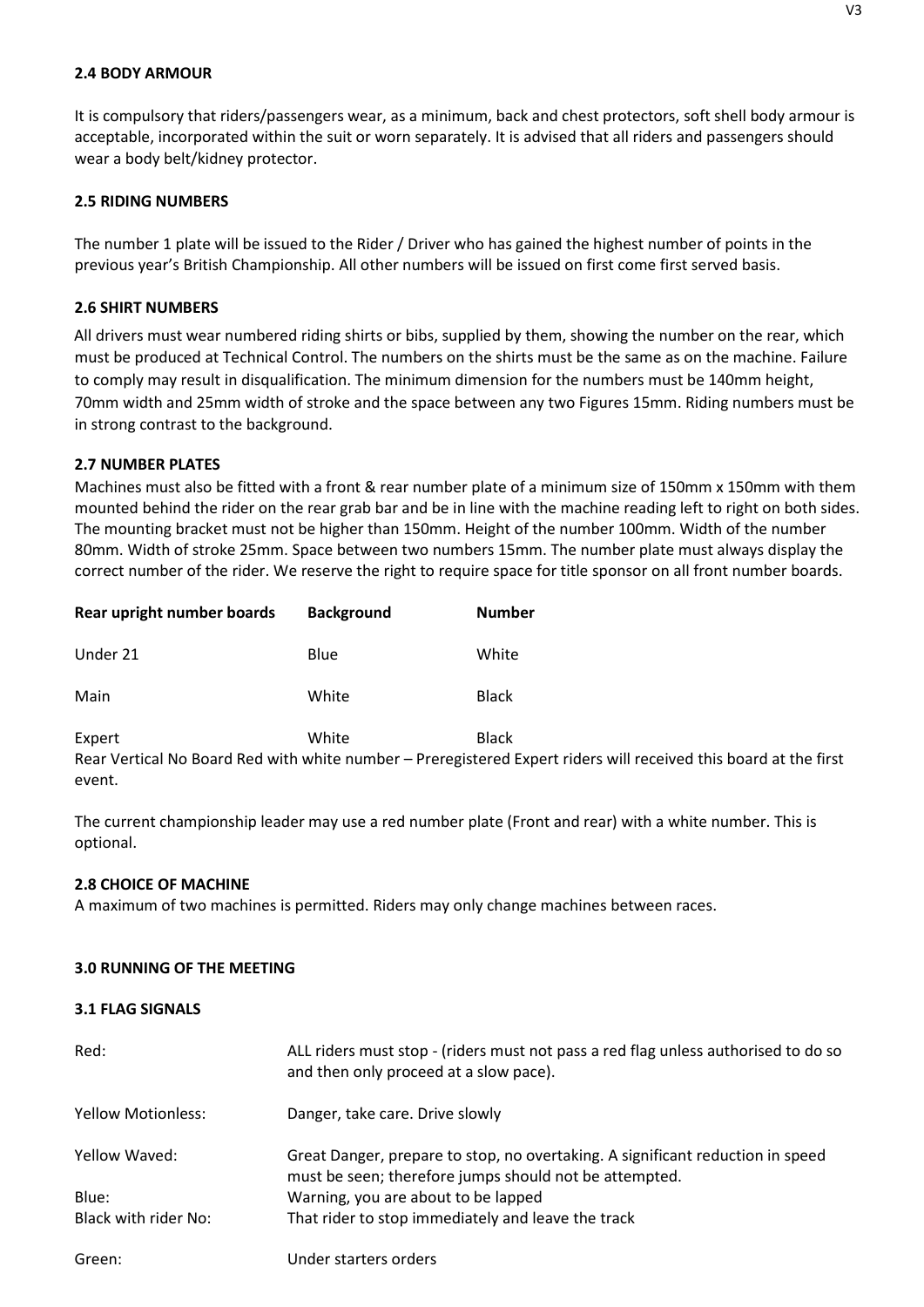### 2.4 BODY ARMOUR

It is compulsory that riders/passengers wear, as a minimum, back and chest protectors, soft shell body armour is acceptable, incorporated within the suit or worn separately. It is advised that all riders and passengers should wear a body belt/kidney protector.

### 2.5 RIDING NUMBERS

The number 1 plate will be issued to the Rider / Driver who has gained the highest number of points in the previous year's British Championship. All other numbers will be issued on first come first served basis.

### 2.6 SHIRT NUMBERS

All drivers must wear numbered riding shirts or bibs, supplied by them, showing the number on the rear, which must be produced at Technical Control. The numbers on the shirts must be the same as on the machine. Failure to comply may result in disqualification. The minimum dimension for the numbers must be 140mm height, 70mm width and 25mm width of stroke and the space between any two Figures 15mm. Riding numbers must be in strong contrast to the background.

### 2.7 NUMBER PLATES

Machines must also be fitted with a front & rear number plate of a minimum size of 150mm x 150mm with them mounted behind the rider on the rear grab bar and be in line with the machine reading left to right on both sides. The mounting bracket must not be higher than 150mm. Height of the number 100mm. Width of the number 80mm. Width of stroke 25mm. Space between two numbers 15mm. The number plate must always display the correct number of the rider. We reserve the right to require space for title sponsor on all front number boards.

| Rear upright number boards | Background | Number |
| --- | --- | --- |
| Under 21 | Blue | White |
| Main | White | Black |
| Expert | White | Black |

Rear Vertical No Board Red with white number – Preregistered Expert riders will received this board at the first event.

The current championship leader may use a red number plate (Front and rear) with a white number. This is optional.

### 2.8 CHOICE OF MACHINE

A maximum of two machines is permitted. Riders may only change machines between races.

## 3.0 RUNNING OF THE MEETING

### 3.1 FLAG SIGNALS

| | |
| --- | --- |
| Red: | ALL riders must stop - (riders must not pass a red flag unless authorised to do so and then only proceed at a slow pace). |
| Yellow Motionless: | Danger, take care. Drive slowly |
| Yellow Waved: | Great Danger, prepare to stop, no overtaking. A significant reduction in speed must be seen; therefore jumps should not be attempted. |
| Blue: | Warning, you are about to be lapped |
| Black with rider No: | That rider to stop immediately and leave the track |
| Green: | Under starters orders |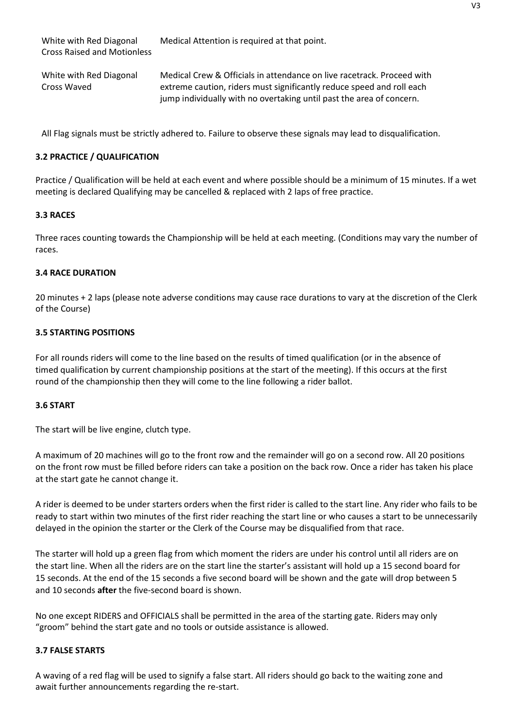| | |
|---|---|
| White with Red Diagonal Cross Raised and Motionless | Medical Attention is required at that point. |
| White with Red Diagonal Cross Waved | Medical Crew & Officials in attendance on live racetrack. Proceed with extreme caution, riders must significantly reduce speed and roll each jump individually with no overtaking until past the area of concern. |

All Flag signals must be strictly adhered to. Failure to observe these signals may lead to disqualification.

### 3.2 PRACTICE / QUALIFICATION

Practice / Qualification will be held at each event and where possible should be a minimum of 15 minutes. If a wet meeting is declared Qualifying may be cancelled & replaced with 2 laps of free practice.

### 3.3 RACES

Three races counting towards the Championship will be held at each meeting. (Conditions may vary the number of races.

### 3.4 RACE DURATION

20 minutes + 2 laps (please note adverse conditions may cause race durations to vary at the discretion of the Clerk of the Course)

### 3.5 STARTING POSITIONS

For all rounds riders will come to the line based on the results of timed qualification (or in the absence of timed qualification by current championship positions at the start of the meeting). If this occurs at the first round of the championship then they will come to the line following a rider ballot.

### 3.6 START

The start will be live engine, clutch type.

A maximum of 20 machines will go to the front row and the remainder will go on a second row. All 20 positions on the front row must be filled before riders can take a position on the back row. Once a rider has taken his place at the start gate he cannot change it.

A rider is deemed to be under starters orders when the first rider is called to the start line. Any rider who fails to be ready to start within two minutes of the first rider reaching the start line or who causes a start to be unnecessarily delayed in the opinion the starter or the Clerk of the Course may be disqualified from that race.

The starter will hold up a green flag from which moment the riders are under his control until all riders are on the start line. When all the riders are on the start line the starter's assistant will hold up a 15 second board for 15 seconds. At the end of the 15 seconds a five second board will be shown and the gate will drop between 5 and 10 seconds **after** the five-second board is shown.

No one except RIDERS and OFFICIALS shall be permitted in the area of the starting gate. Riders may only "groom" behind the start gate and no tools or outside assistance is allowed.

### 3.7 FALSE STARTS

A waving of a red flag will be used to signify a false start. All riders should go back to the waiting zone and await further announcements regarding the re-start.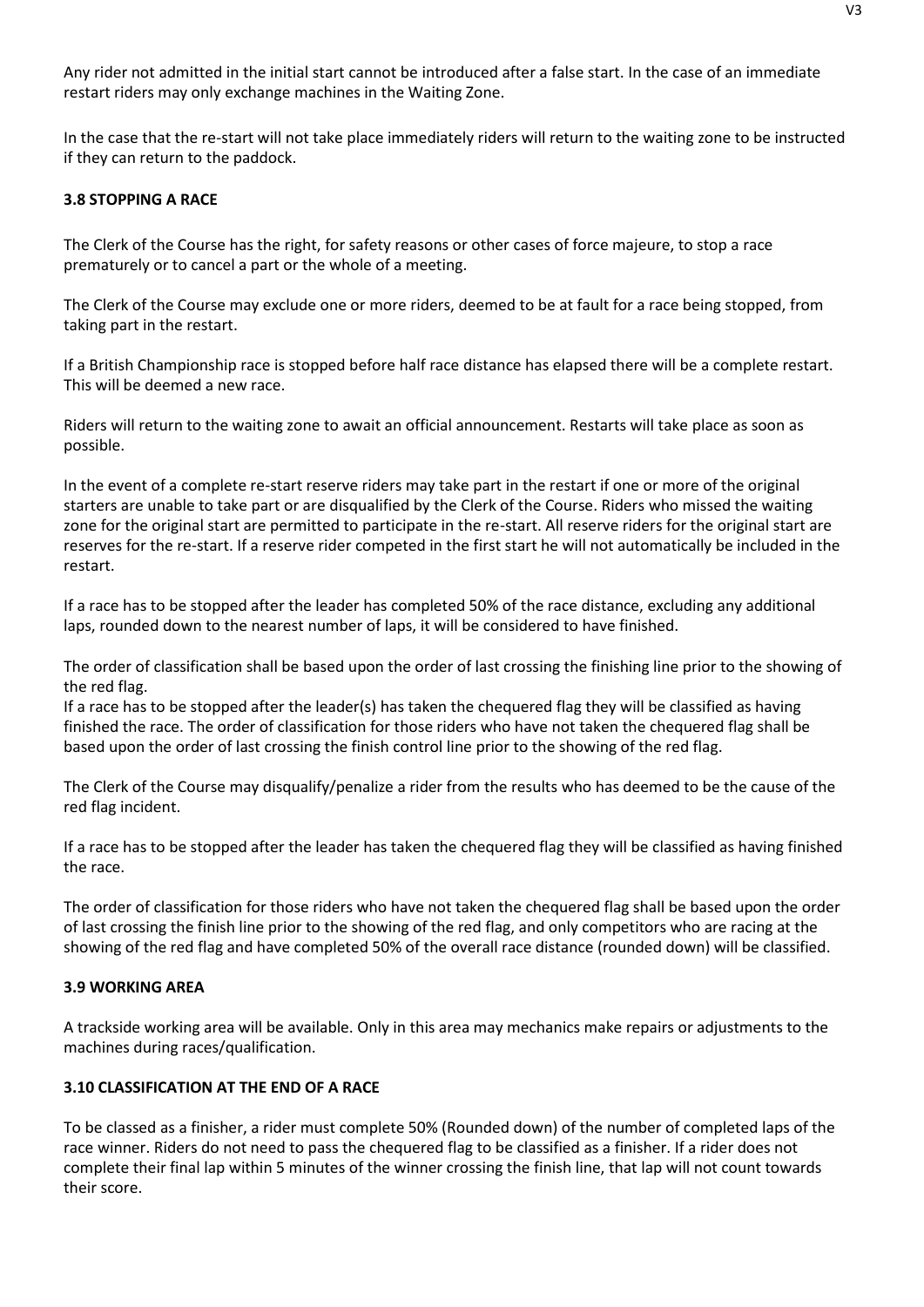Any rider not admitted in the initial start cannot be introduced after a false start. In the case of an immediate restart riders may only exchange machines in the Waiting Zone.

In the case that the re-start will not take place immediately riders will return to the waiting zone to be instructed if they can return to the paddock.

**3.8 STOPPING A RACE**

The Clerk of the Course has the right, for safety reasons or other cases of force majeure, to stop a race prematurely or to cancel a part or the whole of a meeting.

The Clerk of the Course may exclude one or more riders, deemed to be at fault for a race being stopped, from taking part in the restart.

If a British Championship race is stopped before half race distance has elapsed there will be a complete restart. This will be deemed a new race.

Riders will return to the waiting zone to await an official announcement. Restarts will take place as soon as possible.

In the event of a complete re-start reserve riders may take part in the restart if one or more of the original starters are unable to take part or are disqualified by the Clerk of the Course. Riders who missed the waiting zone for the original start are permitted to participate in the re-start. All reserve riders for the original start are reserves for the re-start. If a reserve rider competed in the first start he will not automatically be included in the restart.

If a race has to be stopped after the leader has completed 50% of the race distance, excluding any additional laps, rounded down to the nearest number of laps, it will be considered to have finished.

The order of classification shall be based upon the order of last crossing the finishing line prior to the showing of the red flag.
If a race has to be stopped after the leader(s) has taken the chequered flag they will be classified as having finished the race. The order of classification for those riders who have not taken the chequered flag shall be based upon the order of last crossing the finish control line prior to the showing of the red flag.

The Clerk of the Course may disqualify/penalize a rider from the results who has deemed to be the cause of the red flag incident.

If a race has to be stopped after the leader has taken the chequered flag they will be classified as having finished the race.

The order of classification for those riders who have not taken the chequered flag shall be based upon the order of last crossing the finish line prior to the showing of the red flag, and only competitors who are racing at the showing of the red flag and have completed 50% of the overall race distance (rounded down) will be classified.

**3.9 WORKING AREA**

A trackside working area will be available. Only in this area may mechanics make repairs or adjustments to the machines during races/qualification.

**3.10 CLASSIFICATION AT THE END OF A RACE**

To be classed as a finisher, a rider must complete 50% (Rounded down) of the number of completed laps of the race winner. Riders do not need to pass the chequered flag to be classified as a finisher. If a rider does not complete their final lap within 5 minutes of the winner crossing the finish line, that lap will not count towards their score.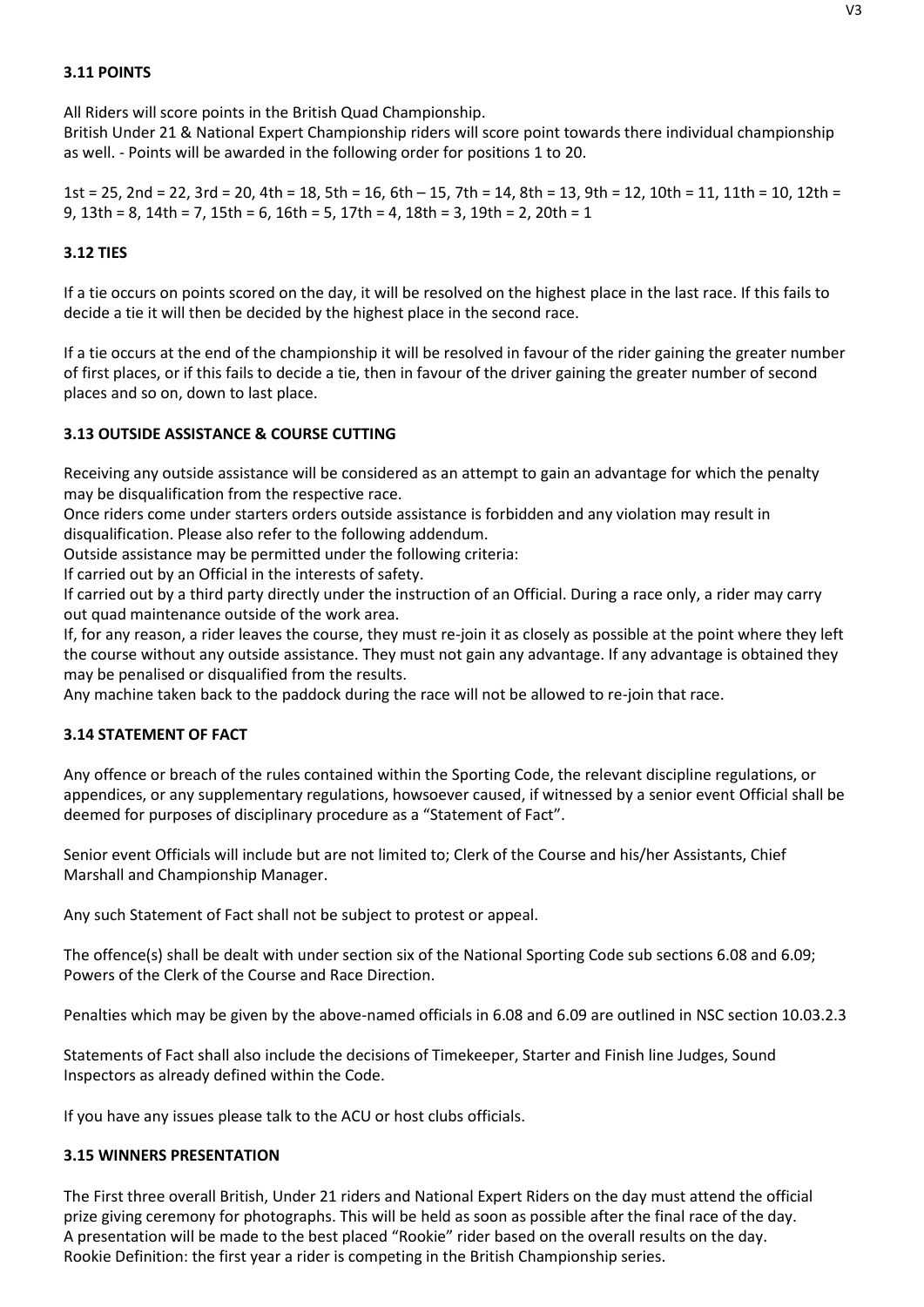### 3.11 POINTS

All Riders will score points in the British Quad Championship.
British Under 21 & National Expert Championship riders will score point towards there individual championship as well. - Points will be awarded in the following order for positions 1 to 20.

1st = 25, 2nd = 22, 3rd = 20, 4th = 18, 5th = 16, 6th – 15, 7th = 14, 8th = 13, 9th = 12, 10th = 11, 11th = 10, 12th = 9, 13th = 8, 14th = 7, 15th = 6, 16th = 5, 17th = 4, 18th = 3, 19th = 2, 20th = 1

### 3.12 TIES

If a tie occurs on points scored on the day, it will be resolved on the highest place in the last race. If this fails to decide a tie it will then be decided by the highest place in the second race.

If a tie occurs at the end of the championship it will be resolved in favour of the rider gaining the greater number of first places, or if this fails to decide a tie, then in favour of the driver gaining the greater number of second places and so on, down to last place.

### 3.13 OUTSIDE ASSISTANCE & COURSE CUTTING

Receiving any outside assistance will be considered as an attempt to gain an advantage for which the penalty may be disqualification from the respective race.
Once riders come under starters orders outside assistance is forbidden and any violation may result in disqualification. Please also refer to the following addendum.
Outside assistance may be permitted under the following criteria:
If carried out by an Official in the interests of safety.
If carried out by a third party directly under the instruction of an Official. During a race only, a rider may carry out quad maintenance outside of the work area.
If, for any reason, a rider leaves the course, they must re-join it as closely as possible at the point where they left the course without any outside assistance. They must not gain any advantage. If any advantage is obtained they may be penalised or disqualified from the results.
Any machine taken back to the paddock during the race will not be allowed to re-join that race.

### 3.14 STATEMENT OF FACT

Any offence or breach of the rules contained within the Sporting Code, the relevant discipline regulations, or appendices, or any supplementary regulations, howsoever caused, if witnessed by a senior event Official shall be deemed for purposes of disciplinary procedure as a "Statement of Fact".

Senior event Officials will include but are not limited to; Clerk of the Course and his/her Assistants, Chief Marshall and Championship Manager.

Any such Statement of Fact shall not be subject to protest or appeal.

The offence(s) shall be dealt with under section six of the National Sporting Code sub sections 6.08 and 6.09; Powers of the Clerk of the Course and Race Direction.

Penalties which may be given by the above-named officials in 6.08 and 6.09 are outlined in NSC section 10.03.2.3

Statements of Fact shall also include the decisions of Timekeeper, Starter and Finish line Judges, Sound Inspectors as already defined within the Code.

If you have any issues please talk to the ACU or host clubs officials.

### 3.15 WINNERS PRESENTATION

The First three overall British, Under 21 riders and National Expert Riders on the day must attend the official prize giving ceremony for photographs. This will be held as soon as possible after the final race of the day.
A presentation will be made to the best placed "Rookie" rider based on the overall results on the day.
Rookie Definition: the first year a rider is competing in the British Championship series.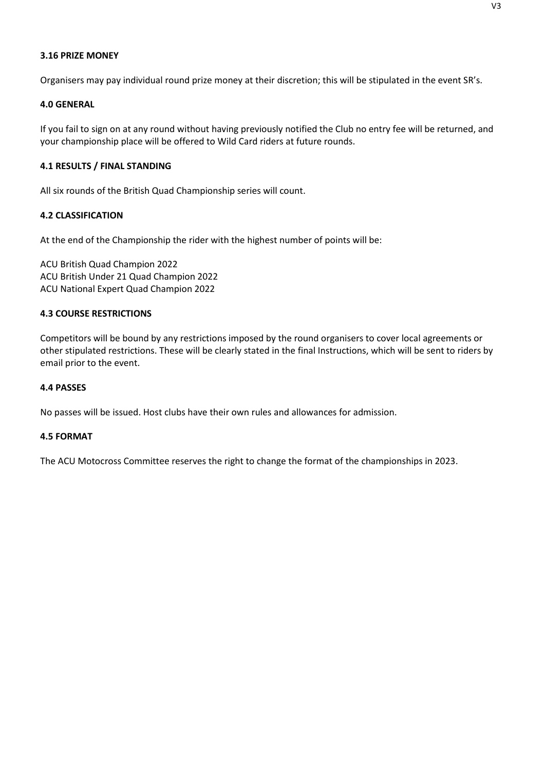### 3.16 PRIZE MONEY

Organisers may pay individual round prize money at their discretion; this will be stipulated in the event SR's.

### 4.0 GENERAL

If you fail to sign on at any round without having previously notified the Club no entry fee will be returned, and your championship place will be offered to Wild Card riders at future rounds.

### 4.1 RESULTS / FINAL STANDING

All six rounds of the British Quad Championship series will count.

### 4.2 CLASSIFICATION

At the end of the Championship the rider with the highest number of points will be:

ACU British Quad Champion 2022
ACU British Under 21 Quad Champion 2022
ACU National Expert Quad Champion 2022

### 4.3 COURSE RESTRICTIONS

Competitors will be bound by any restrictions imposed by the round organisers to cover local agreements or other stipulated restrictions. These will be clearly stated in the final Instructions, which will be sent to riders by email prior to the event.

### 4.4 PASSES

No passes will be issued. Host clubs have their own rules and allowances for admission.

### 4.5 FORMAT

The ACU Motocross Committee reserves the right to change the format of the championships in 2023.